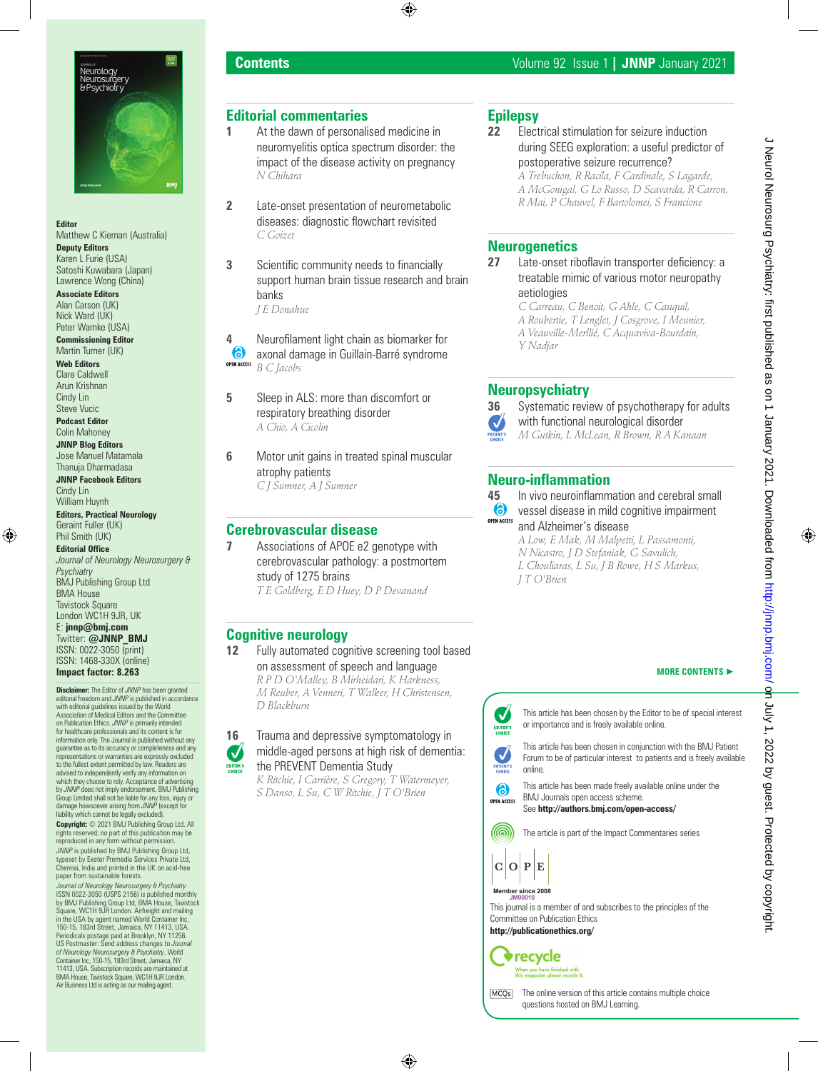# Contents

Volume 92 Issue 1 | **JNNP** January 2021

**Editor**
Matthew C Kiernan (Australia)

**Deputy Editors**
Karen L Furie (USA)
Satoshi Kuwabara (Japan)
Lawrence Wong (China)

**Associate Editors**
Alan Carson (UK)
Nick Ward (UK)
Peter Warnke (USA)

**Commissioning Editor**
Martin Turner (UK)

**Web Editors**
Clare Caldwell
Arun Krishnan
Cindy Lin
Steve Vucic

**Podcast Editor**
Colin Mahoney

**JNNP Blog Editors**
Jose Manuel Matamala
Thanuja Dharmadasa

**JNNP Facebook Editors**
Cindy Lin
William Huynh

**Editors, Practical Neurology**
Geraint Fuller (UK)
Phil Smith (UK)

**Editorial Office**
*Journal of Neurology Neurosurgery & Psychiatry*
BMJ Publishing Group Ltd
BMA House
Tavistock Square
London WC1H 9JR, UK
E: **jnnp@bmj.com**
Twitter: **@JNNP_BMJ**
ISSN: 0022-3050 (print)
ISSN: 1468-330X (online)
**Impact factor: 8.263**

**Disclaimer:** The Editor of *JNNP* has been granted editorial freedom and *JNNP* is published in accordance with editorial guidelines issued by the World Association of Medical Editors and the Committee on Publication Ethics. *JNNP* is primarily intended for healthcare professionals and its content is for information only. The Journal is published without any guarantee as to its accuracy or completeness and any representations or warranties are expressly excluded to the fullest extent permitted by law. Readers are advised to independently verify any information on which they choose to rely. Acceptance of advertising by *JNNP* does not imply endorsement. BMJ Publishing Group Limited shall not be liable for any loss, injury or damage howsoever arising from *JNNP* (except for liability which cannot be legally excluded).

**Copyright:** © 2021 BMJ Publishing Group Ltd. All rights reserved; no part of this publication may be reproduced in any form without permission.

*JNNP* is published by BMJ Publishing Group Ltd, typeset by Exeter Premedia Services Private Ltd, Chennai, India and printed in the UK on acid-free paper from sustainable forests.

*Journal of Neurology Neurosurgery & Psychiatry* ISSN 0022-3050 (USPS 2156) is published monthly by BMJ Publishing Group Ltd, BMA House, Tavistock Square, WC1H 9JR London. Airfreight and mailing in the USA by agent named World Container Inc, 150-15, 183rd Street, Jamaica, NY 11413, USA. Periodicals postage paid at Brooklyn, NY 11256. US Postmaster: Send address changes to *Journal of Neurology Neurosurgery & Psychiatry*, World Container Inc, 150-15, 183rd Street, Jamaica, NY 11413, USA. Subscription records are maintained at BMA House, Tavistock Square, WC1H 9JR London. Air Business Ltd is acting as our mailing agent.

## Editorial commentaries

**1** At the dawn of personalised medicine in neuromyelitis optica spectrum disorder: the impact of the disease activity on pregnancy
*N Chihara*

**2** Late-onset presentation of neurometabolic diseases: diagnostic flowchart revisited
*C Goizet*

**3** Scientific community needs to financially support human brain tissue research and brain banks
*J E Donahue*

**4** Neurofilament light chain as biomarker for axonal damage in Guillain-Barré syndrome (OPEN ACCESS)
*B C Jacobs*

**5** Sleep in ALS: more than discomfort or respiratory breathing disorder
*A Chio, A Cicolin*

**6** Motor unit gains in treated spinal muscular atrophy patients
*C J Sumner, A J Sumner*

## Cerebrovascular disease

**7** Associations of APOE e2 genotype with cerebrovascular pathology: a postmortem study of 1275 brains
*T E Goldberg, E D Huey, D P Devanand*

## Cognitive neurology

**12** Fully automated cognitive screening tool based on assessment of speech and language
*R P D O'Malley, B Mirheidari, K Harkness, M Reuber, A Venneri, T Walker, H Christensen, D Blackburn*

**16** Trauma and depressive symptomatology in middle-aged persons at high risk of dementia: the PREVENT Dementia Study (EDITOR'S CHOICE)
*K Ritchie, I Carrière, S Gregory, T Watermeyer, S Danso, L Su, C W Ritchie, J T O'Brien*

## Epilepsy

**22** Electrical stimulation for seizure induction during SEEG exploration: a useful predictor of postoperative seizure recurrence?
*A Trebuchon, R Racila, F Cardinale, S Lagarde, A McGonigal, G Lo Russo, D Scavarda, R Carron, R Mai, P Chauvel, F Bartolomei, S Francione*

## Neurogenetics

**27** Late-onset riboflavin transporter deficiency: a treatable mimic of various motor neuropathy aetiologies
*C Carreau, C Benoit, G Ahle, C Cauquil, A Roubertie, T Lenglet, J Cosgrove, I Meunier, A Veauville-Merllié, C Acquaviva-Bourdain, Y Nadjar*

## Neuropsychiatry

**36** Systematic review of psychotherapy for adults with functional neurological disorder (PATIENT'S CHOICE)
*M Gutkin, L McLean, R Brown, R A Kanaan*

## Neuro-inflammation

**45** In vivo neuroinflammation and cerebral small vessel disease in mild cognitive impairment and Alzheimer's disease (OPEN ACCESS)
*A Low, E Mak, M Malpetti, L Passamonti, N Nicastro, J D Stefaniak, G Savulich, L Chouliaras, L Su, J B Rowe, H S Markus, J T O'Brien*

**MORE CONTENTS ►**

EDITOR'S CHOICE: This article has been chosen by the Editor to be of special interest or importance and is freely available online.

PATIENT'S CHOICE: This article has been chosen in conjunction with the BMJ Patient Forum to be of particular interest to patients and is freely available online.

OPEN ACCESS: This article has been made freely available online under the BMJ Journals open access scheme.
See **http://authors.bmj.com/open-access/**

The article is part of the Impact Commentaries series

COPE Member since 2008 JM00010
This journal is a member of and subscribes to the principles of the Committee on Publication Ethics
**http://publicationethics.org/**

recycle — When you have finished with this magazine please recycle it.

MCQs: The online version of this article contains multiple choice questions hosted on BMJ Learning.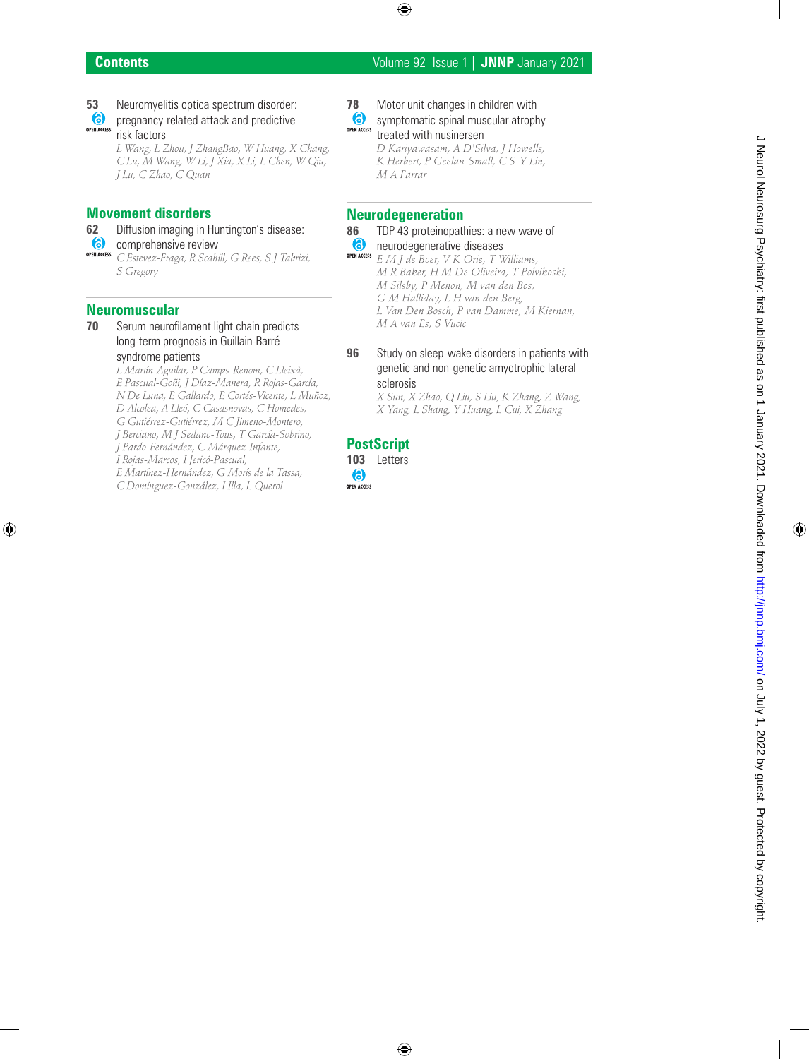## Contents

**53** Neuromyelitis optica spectrum disorder: pregnancy-related attack and predictive risk factors
OPEN ACCESS
*L Wang, L Zhou, J ZhangBao, W Huang, X Chang, C Lu, M Wang, W Li, J Xia, X Li, L Chen, W Qiu, J Lu, C Zhao, C Quan*

## Movement disorders

**62** Diffusion imaging in Huntington's disease: comprehensive review
OPEN ACCESS
*C Estevez-Fraga, R Scahill, G Rees, S J Tabrizi, S Gregory*

## Neuromuscular

**70** Serum neurofilament light chain predicts long-term prognosis in Guillain-Barré syndrome patients
*L Martín-Aguilar, P Camps-Renom, C Lleixà, E Pascual-Goñi, J Díaz-Manera, R Rojas-García, N De Luna, E Gallardo, E Cortés-Vicente, L Muñoz, D Alcolea, A Lleó, C Casasnovas, C Homedes, G Gutiérrez-Gutiérrez, M C Jimeno-Montero, J Berciano, M J Sedano-Tous, T García-Sobrino, J Pardo-Fernández, C Márquez-Infante, I Rojas-Marcos, I Jericó-Pascual, E Martínez-Hernández, G Morís de la Tassa, C Domínguez-González, I Illa, L Querol*

**78** Motor unit changes in children with symptomatic spinal muscular atrophy treated with nusinersen
OPEN ACCESS
*D Kariyawasam, A D'Silva, J Howells, K Herbert, P Geelan-Small, C S-Y Lin, M A Farrar*

## Neurodegeneration

**86** TDP-43 proteinopathies: a new wave of neurodegenerative diseases
OPEN ACCESS
*E M J de Boer, V K Orie, T Williams, M R Baker, H M De Oliveira, T Polvikoski, M Silsby, P Menon, M van den Bos, G M Halliday, L H van den Berg, L Van Den Bosch, P van Damme, M Kiernan, M A van Es, S Vucic*

**96** Study on sleep-wake disorders in patients with genetic and non-genetic amyotrophic lateral sclerosis
*X Sun, X Zhao, Q Liu, S Liu, K Zhang, Z Wang, X Yang, L Shang, Y Huang, L Cui, X Zhang*

## PostScript

**103** Letters
OPEN ACCESS